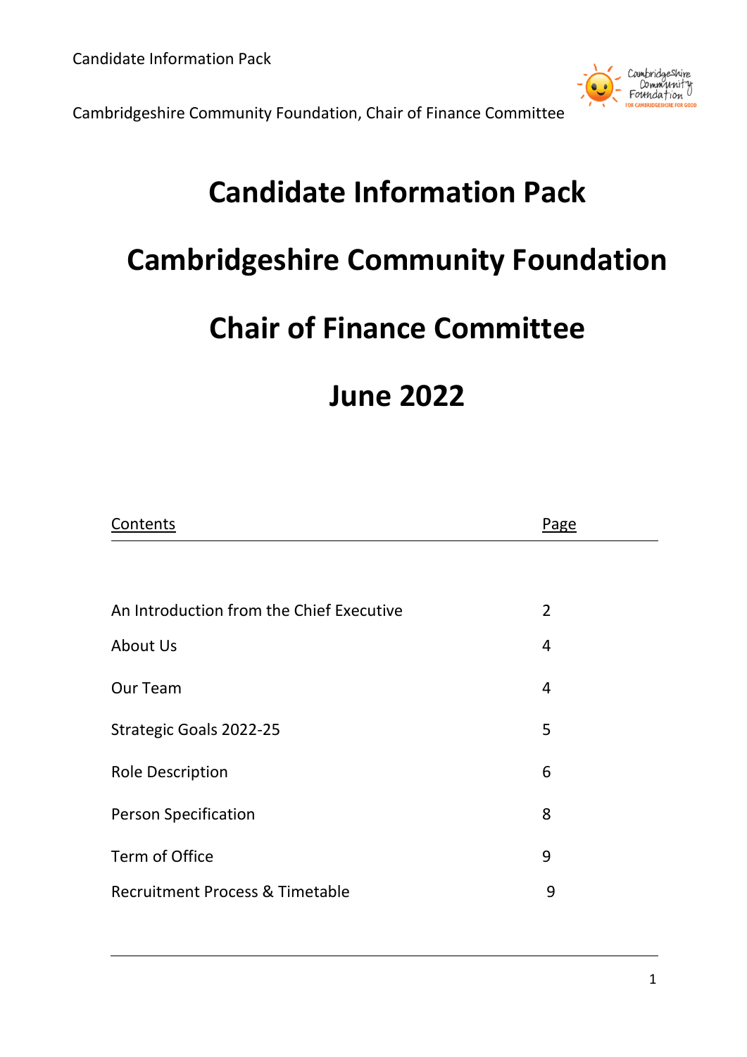# Candidate Information Pack

# Cambridgeshire Community Foundation

# Chair of Finance Committee

# June 2022

| Contents | Page |
|---|---|
| An Introduction from the Chief Executive | 2 |
| About Us | 4 |
| Our Team | 4 |
| Strategic Goals 2022-25 | 5 |
| Role Description | 6 |
| Person Specification | 8 |
| Term of Office | 9 |
| Recruitment Process & Timetable | 9 |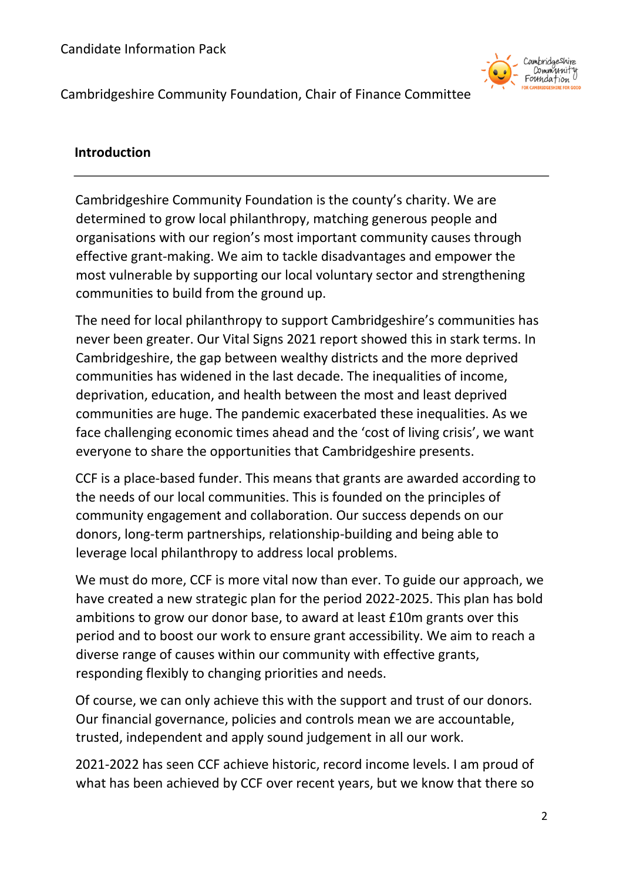## Introduction

Cambridgeshire Community Foundation is the county's charity. We are determined to grow local philanthropy, matching generous people and organisations with our region's most important community causes through effective grant-making. We aim to tackle disadvantages and empower the most vulnerable by supporting our local voluntary sector and strengthening communities to build from the ground up.

The need for local philanthropy to support Cambridgeshire's communities has never been greater. Our Vital Signs 2021 report showed this in stark terms. In Cambridgeshire, the gap between wealthy districts and the more deprived communities has widened in the last decade. The inequalities of income, deprivation, education, and health between the most and least deprived communities are huge. The pandemic exacerbated these inequalities. As we face challenging economic times ahead and the 'cost of living crisis', we want everyone to share the opportunities that Cambridgeshire presents.

CCF is a place-based funder. This means that grants are awarded according to the needs of our local communities. This is founded on the principles of community engagement and collaboration. Our success depends on our donors, long-term partnerships, relationship-building and being able to leverage local philanthropy to address local problems.

We must do more, CCF is more vital now than ever. To guide our approach, we have created a new strategic plan for the period 2022-2025. This plan has bold ambitions to grow our donor base, to award at least £10m grants over this period and to boost our work to ensure grant accessibility. We aim to reach a diverse range of causes within our community with effective grants, responding flexibly to changing priorities and needs.

Of course, we can only achieve this with the support and trust of our donors. Our financial governance, policies and controls mean we are accountable, trusted, independent and apply sound judgement in all our work.

2021-2022 has seen CCF achieve historic, record income levels. I am proud of what has been achieved by CCF over recent years, but we know that there so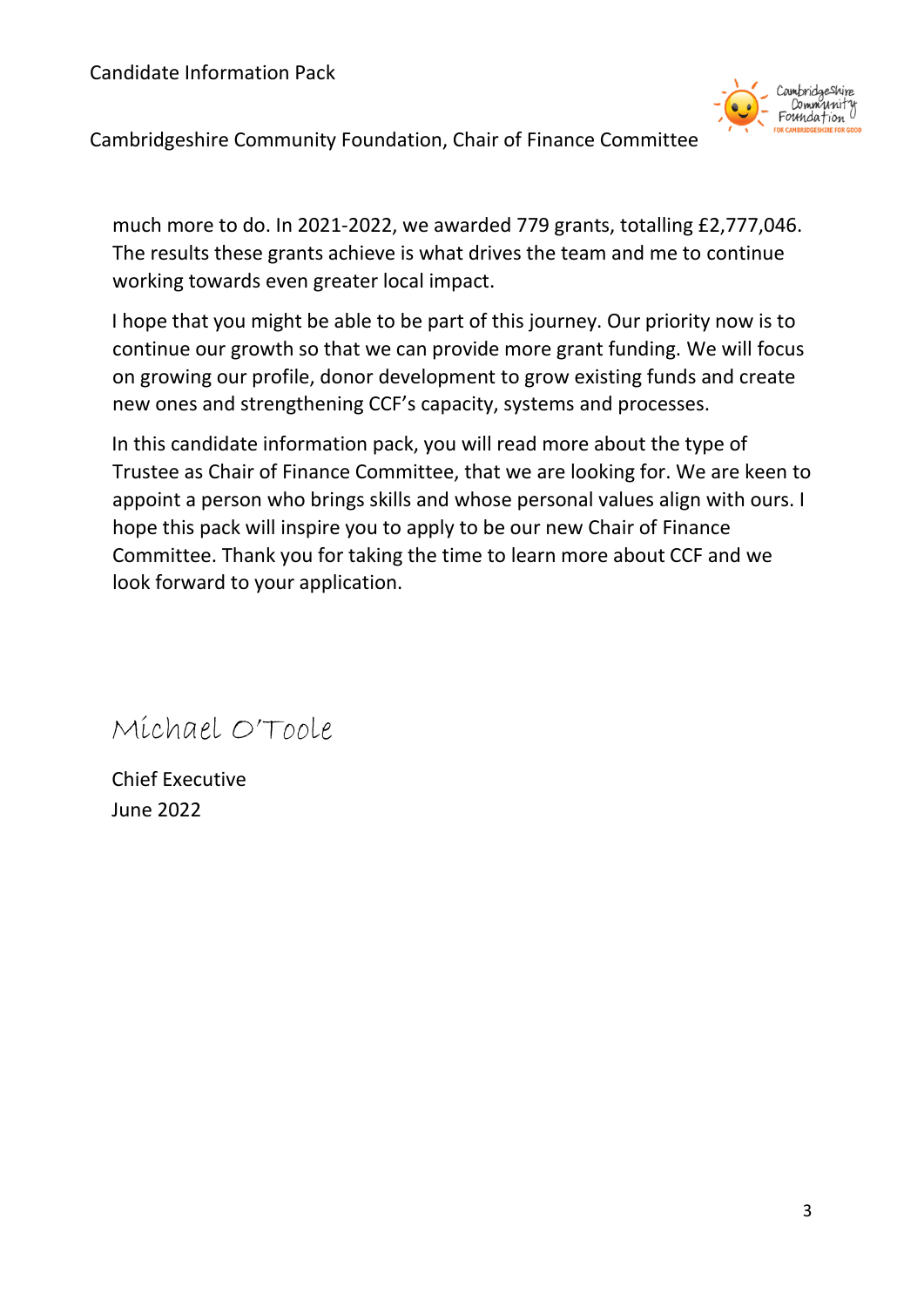much more to do. In 2021-2022, we awarded 779 grants, totalling £2,777,046. The results these grants achieve is what drives the team and me to continue working towards even greater local impact.

I hope that you might be able to be part of this journey. Our priority now is to continue our growth so that we can provide more grant funding. We will focus on growing our profile, donor development to grow existing funds and create new ones and strengthening CCF's capacity, systems and processes.

In this candidate information pack, you will read more about the type of Trustee as Chair of Finance Committee, that we are looking for. We are keen to appoint a person who brings skills and whose personal values align with ours. I hope this pack will inspire you to apply to be our new Chair of Finance Committee. Thank you for taking the time to learn more about CCF and we look forward to your application.

Michael O'Toole

Chief Executive
June 2022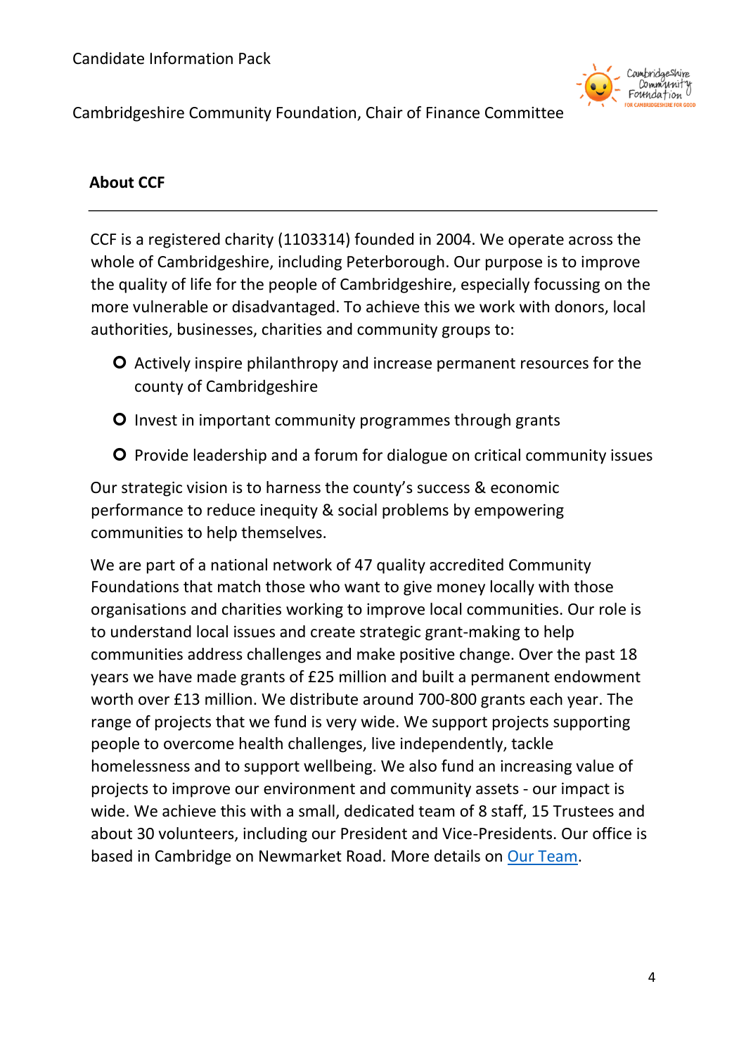## About CCF

CCF is a registered charity (1103314) founded in 2004. We operate across the whole of Cambridgeshire, including Peterborough. Our purpose is to improve the quality of life for the people of Cambridgeshire, especially focussing on the more vulnerable or disadvantaged. To achieve this we work with donors, local authorities, businesses, charities and community groups to:

- Actively inspire philanthropy and increase permanent resources for the county of Cambridgeshire
- Invest in important community programmes through grants
- Provide leadership and a forum for dialogue on critical community issues

Our strategic vision is to harness the county's success & economic performance to reduce inequity & social problems by empowering communities to help themselves.

We are part of a national network of 47 quality accredited Community Foundations that match those who want to give money locally with those organisations and charities working to improve local communities. Our role is to understand local issues and create strategic grant-making to help communities address challenges and make positive change. Over the past 18 years we have made grants of £25 million and built a permanent endowment worth over £13 million. We distribute around 700-800 grants each year. The range of projects that we fund is very wide. We support projects supporting people to overcome health challenges, live independently, tackle homelessness and to support wellbeing. We also fund an increasing value of projects to improve our environment and community assets - our impact is wide. We achieve this with a small, dedicated team of 8 staff, 15 Trustees and about 30 volunteers, including our President and Vice-Presidents. Our office is based in Cambridge on Newmarket Road. More details on Our Team.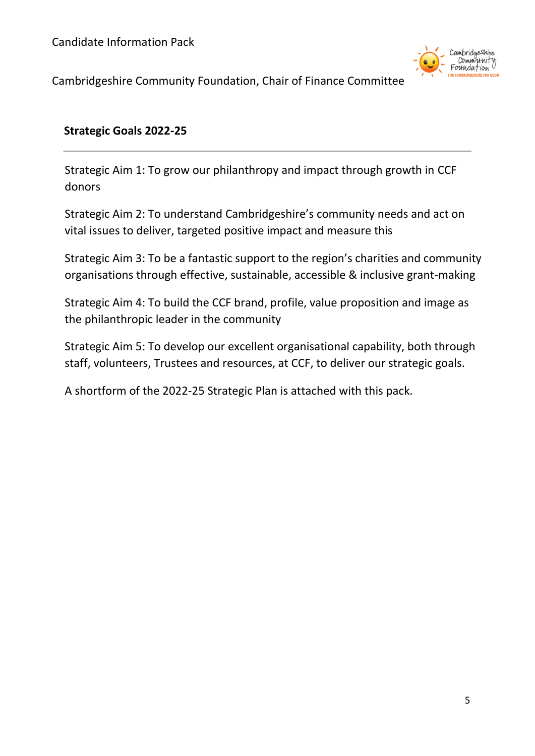## Strategic Goals 2022-25

---

Strategic Aim 1: To grow our philanthropy and impact through growth in CCF donors

Strategic Aim 2: To understand Cambridgeshire's community needs and act on vital issues to deliver, targeted positive impact and measure this

Strategic Aim 3: To be a fantastic support to the region's charities and community organisations through effective, sustainable, accessible & inclusive grant-making

Strategic Aim 4: To build the CCF brand, profile, value proposition and image as the philanthropic leader in the community

Strategic Aim 5: To develop our excellent organisational capability, both through staff, volunteers, Trustees and resources, at CCF, to deliver our strategic goals.

A shortform of the 2022-25 Strategic Plan is attached with this pack.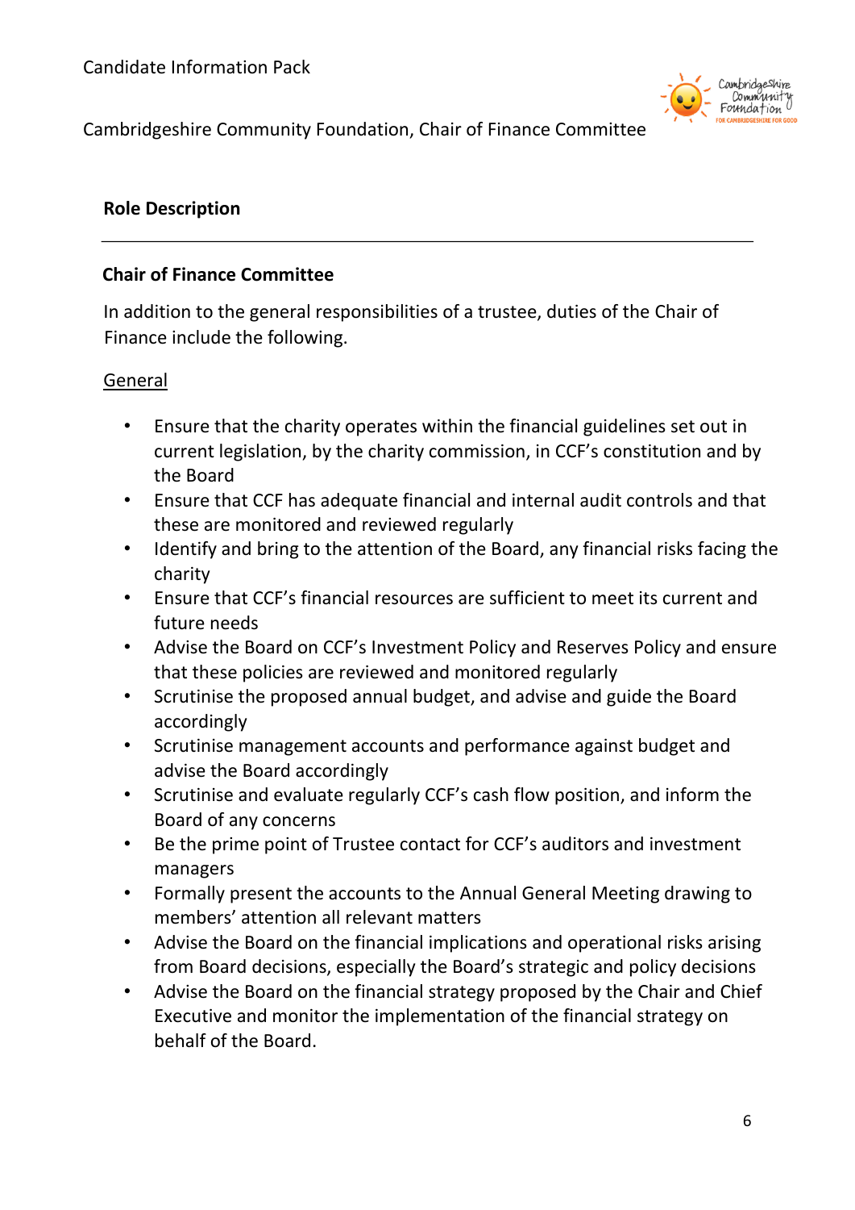## Role Description

---

### Chair of Finance Committee

In addition to the general responsibilities of a trustee, duties of the Chair of Finance include the following.

General

- Ensure that the charity operates within the financial guidelines set out in current legislation, by the charity commission, in CCF's constitution and by the Board
- Ensure that CCF has adequate financial and internal audit controls and that these are monitored and reviewed regularly
- Identify and bring to the attention of the Board, any financial risks facing the charity
- Ensure that CCF's financial resources are sufficient to meet its current and future needs
- Advise the Board on CCF's Investment Policy and Reserves Policy and ensure that these policies are reviewed and monitored regularly
- Scrutinise the proposed annual budget, and advise and guide the Board accordingly
- Scrutinise management accounts and performance against budget and advise the Board accordingly
- Scrutinise and evaluate regularly CCF's cash flow position, and inform the Board of any concerns
- Be the prime point of Trustee contact for CCF's auditors and investment managers
- Formally present the accounts to the Annual General Meeting drawing to members' attention all relevant matters
- Advise the Board on the financial implications and operational risks arising from Board decisions, especially the Board's strategic and policy decisions
- Advise the Board on the financial strategy proposed by the Chair and Chief Executive and monitor the implementation of the financial strategy on behalf of the Board.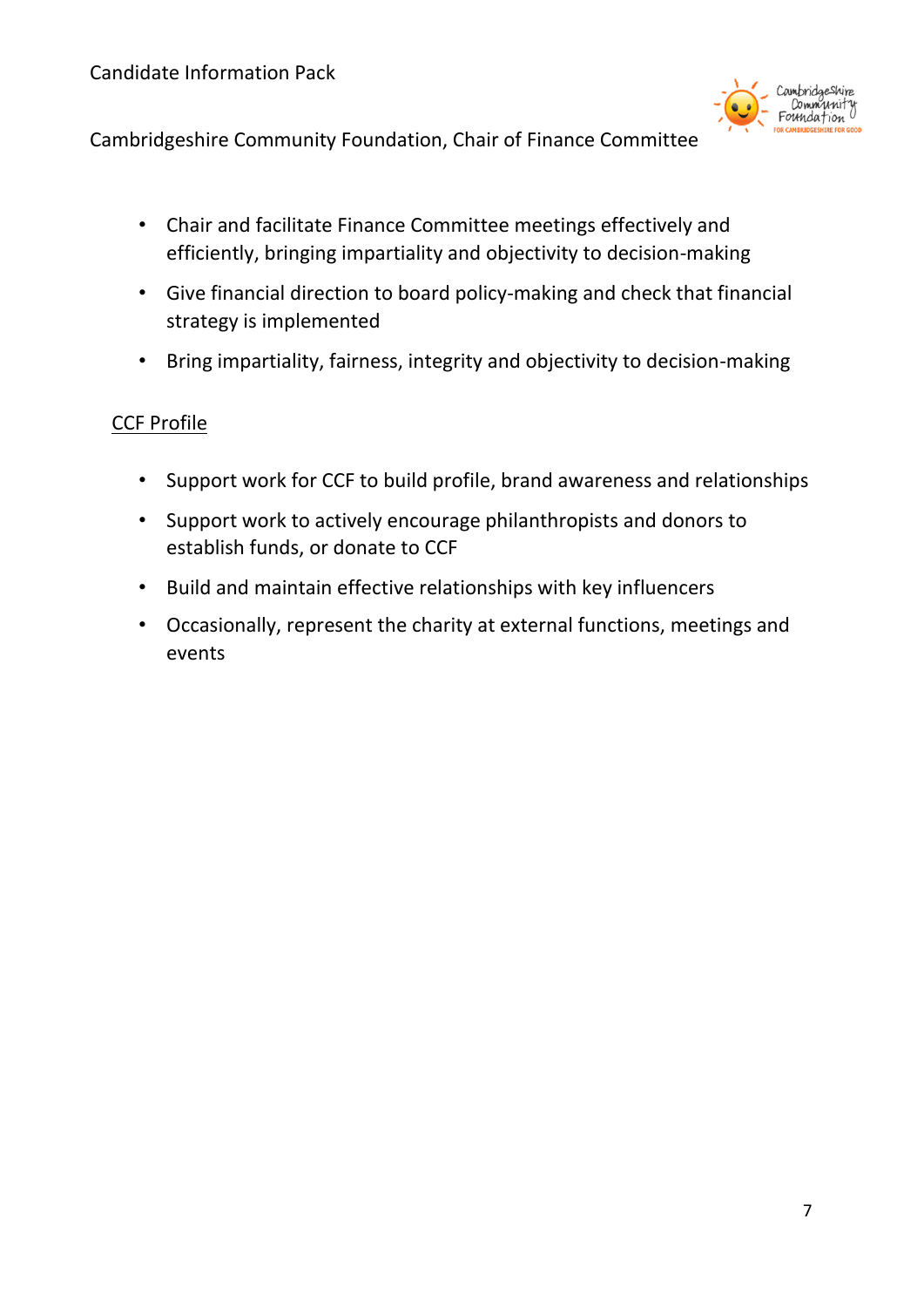- Chair and facilitate Finance Committee meetings effectively and efficiently, bringing impartiality and objectivity to decision-making
- Give financial direction to board policy-making and check that financial strategy is implemented
- Bring impartiality, fairness, integrity and objectivity to decision-making

<u>CCF Profile</u>

- Support work for CCF to build profile, brand awareness and relationships
- Support work to actively encourage philanthropists and donors to establish funds, or donate to CCF
- Build and maintain effective relationships with key influencers
- Occasionally, represent the charity at external functions, meetings and events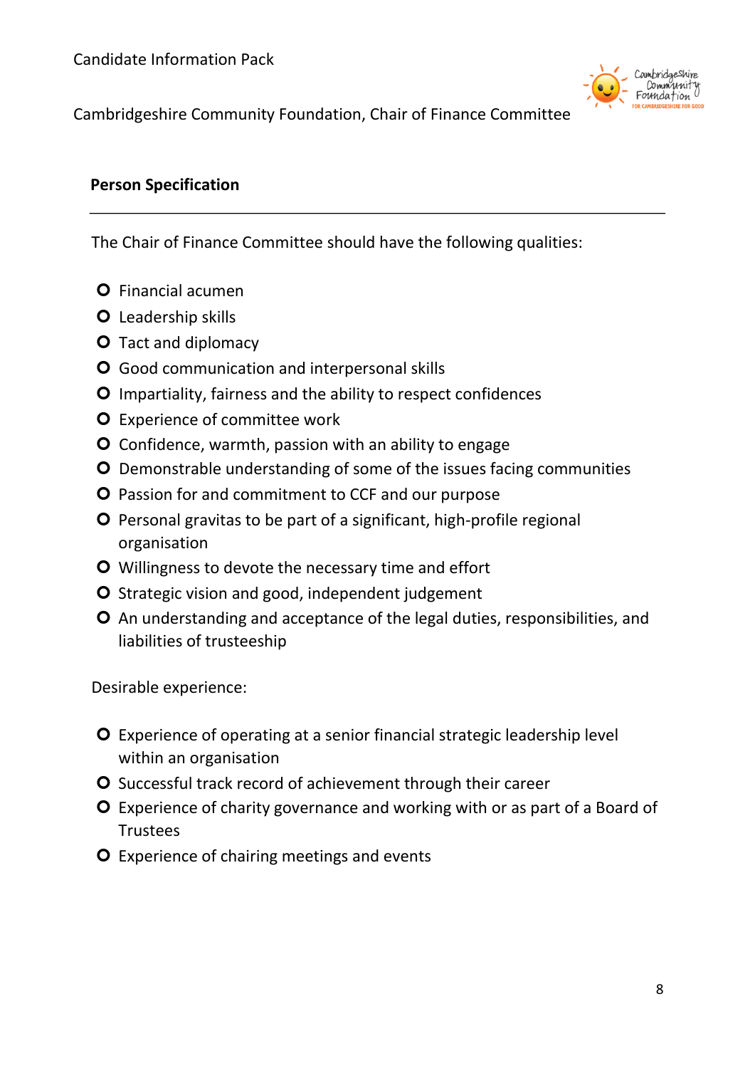## Person Specification

The Chair of Finance Committee should have the following qualities:

- Financial acumen
- Leadership skills
- Tact and diplomacy
- Good communication and interpersonal skills
- Impartiality, fairness and the ability to respect confidences
- Experience of committee work
- Confidence, warmth, passion with an ability to engage
- Demonstrable understanding of some of the issues facing communities
- Passion for and commitment to CCF and our purpose
- Personal gravitas to be part of a significant, high-profile regional organisation
- Willingness to devote the necessary time and effort
- Strategic vision and good, independent judgement
- An understanding and acceptance of the legal duties, responsibilities, and liabilities of trusteeship

Desirable experience:

- Experience of operating at a senior financial strategic leadership level within an organisation
- Successful track record of achievement through their career
- Experience of charity governance and working with or as part of a Board of Trustees
- Experience of chairing meetings and events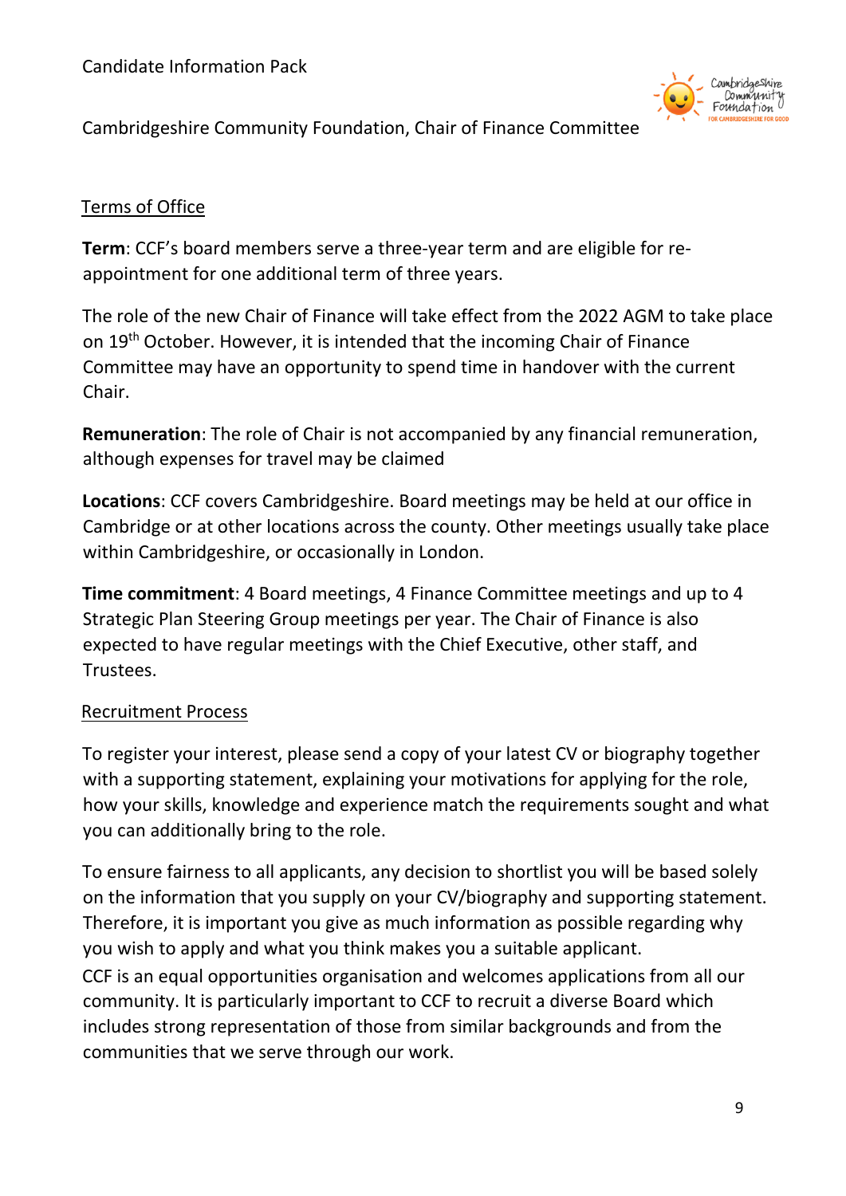## Terms of Office

**Term**: CCF's board members serve a three-year term and are eligible for re-appointment for one additional term of three years.

The role of the new Chair of Finance will take effect from the 2022 AGM to take place on 19th October. However, it is intended that the incoming Chair of Finance Committee may have an opportunity to spend time in handover with the current Chair.

**Remuneration**: The role of Chair is not accompanied by any financial remuneration, although expenses for travel may be claimed

**Locations**: CCF covers Cambridgeshire. Board meetings may be held at our office in Cambridge or at other locations across the county. Other meetings usually take place within Cambridgeshire, or occasionally in London.

**Time commitment**: 4 Board meetings, 4 Finance Committee meetings and up to 4 Strategic Plan Steering Group meetings per year. The Chair of Finance is also expected to have regular meetings with the Chief Executive, other staff, and Trustees.

## Recruitment Process

To register your interest, please send a copy of your latest CV or biography together with a supporting statement, explaining your motivations for applying for the role, how your skills, knowledge and experience match the requirements sought and what you can additionally bring to the role.

To ensure fairness to all applicants, any decision to shortlist you will be based solely on the information that you supply on your CV/biography and supporting statement. Therefore, it is important you give as much information as possible regarding why you wish to apply and what you think makes you a suitable applicant.

CCF is an equal opportunities organisation and welcomes applications from all our community. It is particularly important to CCF to recruit a diverse Board which includes strong representation of those from similar backgrounds and from the communities that we serve through our work.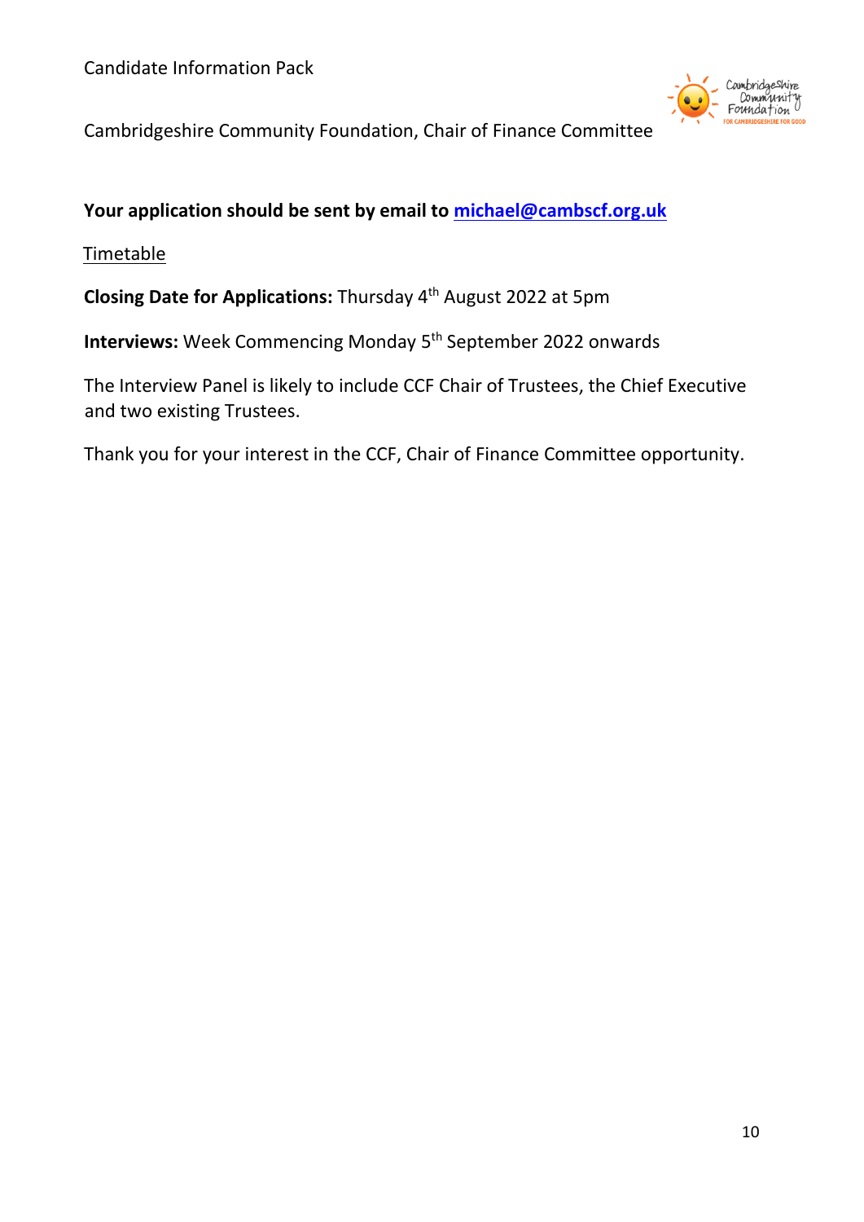**Your application should be sent by email to michael@cambscf.org.uk**

Timetable

**Closing Date for Applications:** Thursday 4th August 2022 at 5pm

**Interviews:** Week Commencing Monday 5th September 2022 onwards

The Interview Panel is likely to include CCF Chair of Trustees, the Chief Executive and two existing Trustees.

Thank you for your interest in the CCF, Chair of Finance Committee opportunity.